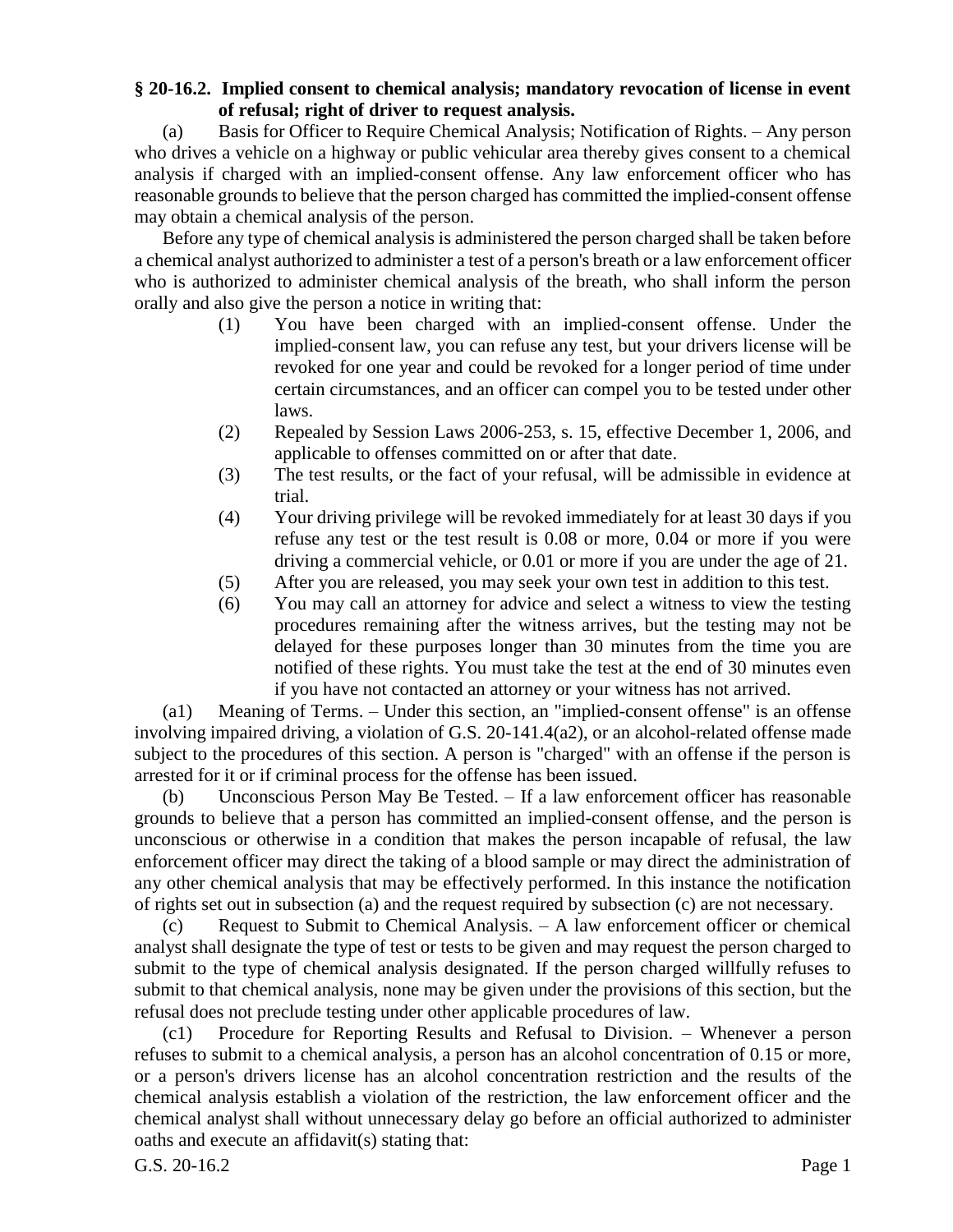**§ 20-16.2. Implied consent to chemical analysis; mandatory revocation of license in event of refusal; right of driver to request analysis.**

(a) Basis for Officer to Require Chemical Analysis; Notification of Rights. – Any person who drives a vehicle on a highway or public vehicular area thereby gives consent to a chemical analysis if charged with an implied-consent offense. Any law enforcement officer who has reasonable grounds to believe that the person charged has committed the implied-consent offense may obtain a chemical analysis of the person.

Before any type of chemical analysis is administered the person charged shall be taken before a chemical analyst authorized to administer a test of a person's breath or a law enforcement officer who is authorized to administer chemical analysis of the breath, who shall inform the person orally and also give the person a notice in writing that:

(1) You have been charged with an implied-consent offense. Under the implied-consent law, you can refuse any test, but your drivers license will be revoked for one year and could be revoked for a longer period of time under certain circumstances, and an officer can compel you to be tested under other laws.

(2) Repealed by Session Laws 2006-253, s. 15, effective December 1, 2006, and applicable to offenses committed on or after that date.

(3) The test results, or the fact of your refusal, will be admissible in evidence at trial.

(4) Your driving privilege will be revoked immediately for at least 30 days if you refuse any test or the test result is 0.08 or more, 0.04 or more if you were driving a commercial vehicle, or 0.01 or more if you are under the age of 21.

(5) After you are released, you may seek your own test in addition to this test.

(6) You may call an attorney for advice and select a witness to view the testing procedures remaining after the witness arrives, but the testing may not be delayed for these purposes longer than 30 minutes from the time you are notified of these rights. You must take the test at the end of 30 minutes even if you have not contacted an attorney or your witness has not arrived.

(a1) Meaning of Terms. – Under this section, an "implied-consent offense" is an offense involving impaired driving, a violation of G.S. 20-141.4(a2), or an alcohol-related offense made subject to the procedures of this section. A person is "charged" with an offense if the person is arrested for it or if criminal process for the offense has been issued.

(b) Unconscious Person May Be Tested. – If a law enforcement officer has reasonable grounds to believe that a person has committed an implied-consent offense, and the person is unconscious or otherwise in a condition that makes the person incapable of refusal, the law enforcement officer may direct the taking of a blood sample or may direct the administration of any other chemical analysis that may be effectively performed. In this instance the notification of rights set out in subsection (a) and the request required by subsection (c) are not necessary.

(c) Request to Submit to Chemical Analysis. – A law enforcement officer or chemical analyst shall designate the type of test or tests to be given and may request the person charged to submit to the type of chemical analysis designated. If the person charged willfully refuses to submit to that chemical analysis, none may be given under the provisions of this section, but the refusal does not preclude testing under other applicable procedures of law.

(c1) Procedure for Reporting Results and Refusal to Division. – Whenever a person refuses to submit to a chemical analysis, a person has an alcohol concentration of 0.15 or more, or a person's drivers license has an alcohol concentration restriction and the results of the chemical analysis establish a violation of the restriction, the law enforcement officer and the chemical analyst shall without unnecessary delay go before an official authorized to administer oaths and execute an affidavit(s) stating that: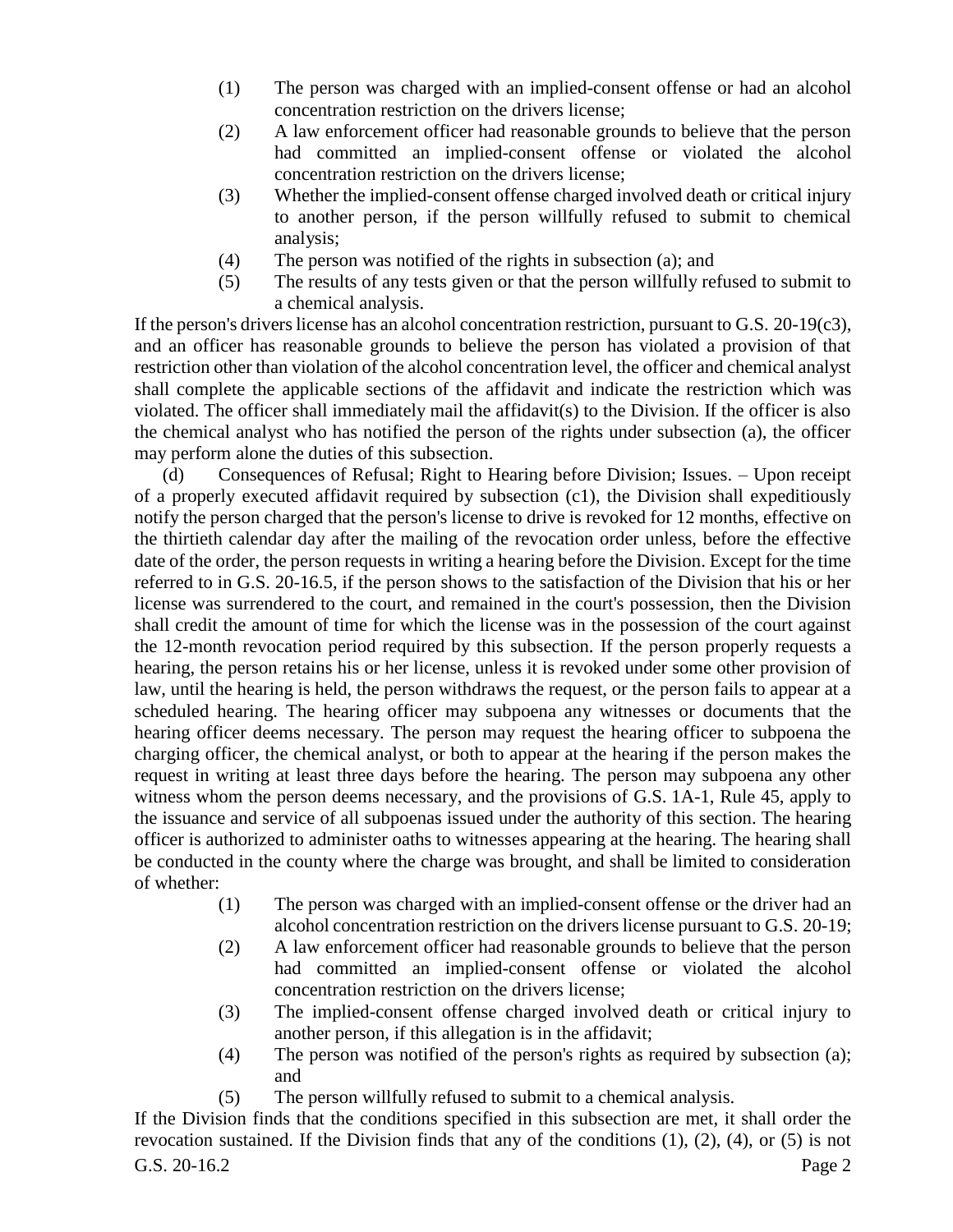(1) The person was charged with an implied-consent offense or had an alcohol concentration restriction on the drivers license;
(2) A law enforcement officer had reasonable grounds to believe that the person had committed an implied-consent offense or violated the alcohol concentration restriction on the drivers license;
(3) Whether the implied-consent offense charged involved death or critical injury to another person, if the person willfully refused to submit to chemical analysis;
(4) The person was notified of the rights in subsection (a); and
(5) The results of any tests given or that the person willfully refused to submit to a chemical analysis.

If the person's drivers license has an alcohol concentration restriction, pursuant to G.S. 20-19(c3), and an officer has reasonable grounds to believe the person has violated a provision of that restriction other than violation of the alcohol concentration level, the officer and chemical analyst shall complete the applicable sections of the affidavit and indicate the restriction which was violated. The officer shall immediately mail the affidavit(s) to the Division. If the officer is also the chemical analyst who has notified the person of the rights under subsection (a), the officer may perform alone the duties of this subsection.

(d) Consequences of Refusal; Right to Hearing before Division; Issues. – Upon receipt of a properly executed affidavit required by subsection (c1), the Division shall expeditiously notify the person charged that the person's license to drive is revoked for 12 months, effective on the thirtieth calendar day after the mailing of the revocation order unless, before the effective date of the order, the person requests in writing a hearing before the Division. Except for the time referred to in G.S. 20-16.5, if the person shows to the satisfaction of the Division that his or her license was surrendered to the court, and remained in the court's possession, then the Division shall credit the amount of time for which the license was in the possession of the court against the 12-month revocation period required by this subsection. If the person properly requests a hearing, the person retains his or her license, unless it is revoked under some other provision of law, until the hearing is held, the person withdraws the request, or the person fails to appear at a scheduled hearing. The hearing officer may subpoena any witnesses or documents that the hearing officer deems necessary. The person may request the hearing officer to subpoena the charging officer, the chemical analyst, or both to appear at the hearing if the person makes the request in writing at least three days before the hearing. The person may subpoena any other witness whom the person deems necessary, and the provisions of G.S. 1A-1, Rule 45, apply to the issuance and service of all subpoenas issued under the authority of this section. The hearing officer is authorized to administer oaths to witnesses appearing at the hearing. The hearing shall be conducted in the county where the charge was brought, and shall be limited to consideration of whether:

(1) The person was charged with an implied-consent offense or the driver had an alcohol concentration restriction on the drivers license pursuant to G.S. 20-19;
(2) A law enforcement officer had reasonable grounds to believe that the person had committed an implied-consent offense or violated the alcohol concentration restriction on the drivers license;
(3) The implied-consent offense charged involved death or critical injury to another person, if this allegation is in the affidavit;
(4) The person was notified of the person's rights as required by subsection (a); and
(5) The person willfully refused to submit to a chemical analysis.

If the Division finds that the conditions specified in this subsection are met, it shall order the revocation sustained. If the Division finds that any of the conditions (1), (2), (4), or (5) is not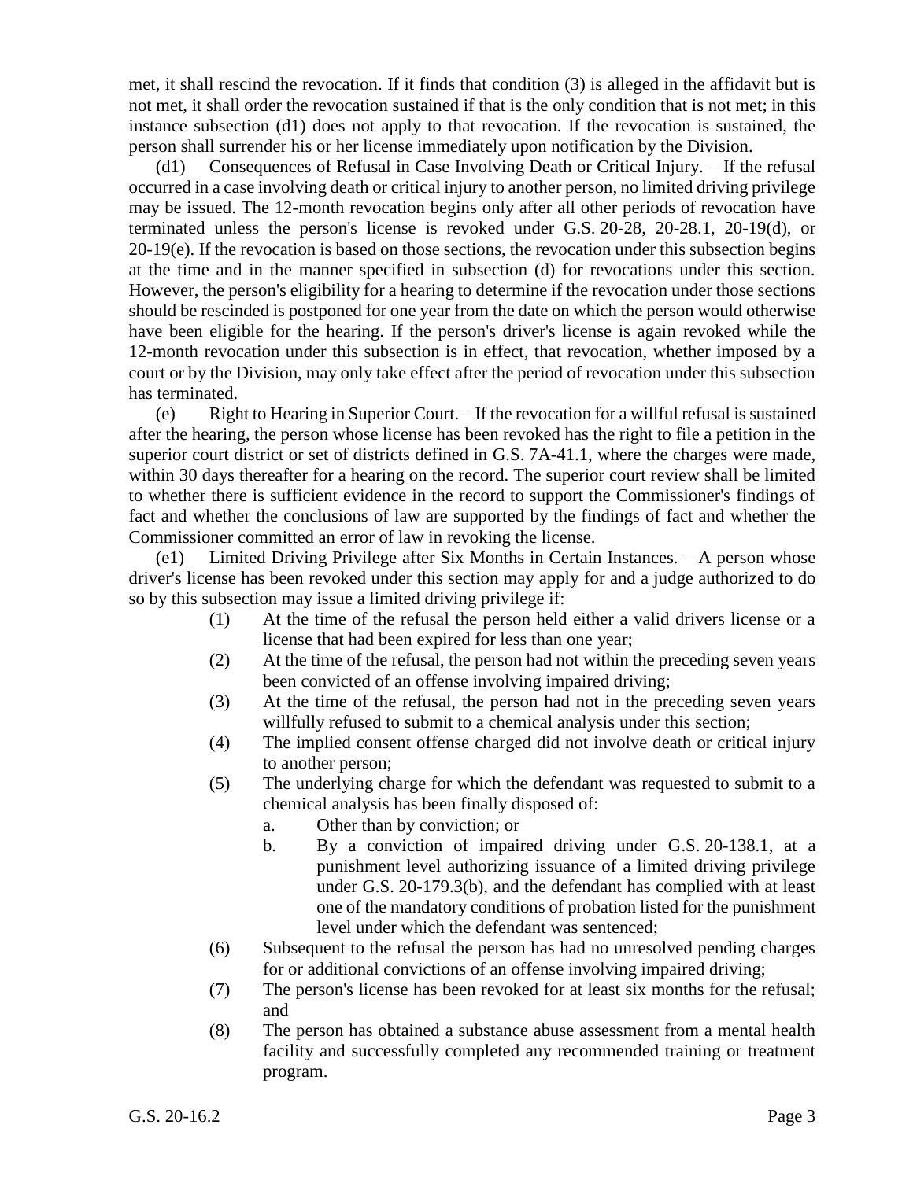met, it shall rescind the revocation. If it finds that condition (3) is alleged in the affidavit but is not met, it shall order the revocation sustained if that is the only condition that is not met; in this instance subsection (d1) does not apply to that revocation. If the revocation is sustained, the person shall surrender his or her license immediately upon notification by the Division.

(d1) Consequences of Refusal in Case Involving Death or Critical Injury. – If the refusal occurred in a case involving death or critical injury to another person, no limited driving privilege may be issued. The 12-month revocation begins only after all other periods of revocation have terminated unless the person's license is revoked under G.S. 20-28, 20-28.1, 20-19(d), or 20-19(e). If the revocation is based on those sections, the revocation under this subsection begins at the time and in the manner specified in subsection (d) for revocations under this section. However, the person's eligibility for a hearing to determine if the revocation under those sections should be rescinded is postponed for one year from the date on which the person would otherwise have been eligible for the hearing. If the person's driver's license is again revoked while the 12-month revocation under this subsection is in effect, that revocation, whether imposed by a court or by the Division, may only take effect after the period of revocation under this subsection has terminated.

(e) Right to Hearing in Superior Court. – If the revocation for a willful refusal is sustained after the hearing, the person whose license has been revoked has the right to file a petition in the superior court district or set of districts defined in G.S. 7A-41.1, where the charges were made, within 30 days thereafter for a hearing on the record. The superior court review shall be limited to whether there is sufficient evidence in the record to support the Commissioner's findings of fact and whether the conclusions of law are supported by the findings of fact and whether the Commissioner committed an error of law in revoking the license.

(e1) Limited Driving Privilege after Six Months in Certain Instances. – A person whose driver's license has been revoked under this section may apply for and a judge authorized to do so by this subsection may issue a limited driving privilege if:

(1) At the time of the refusal the person held either a valid drivers license or a license that had been expired for less than one year;

(2) At the time of the refusal, the person had not within the preceding seven years been convicted of an offense involving impaired driving;

(3) At the time of the refusal, the person had not in the preceding seven years willfully refused to submit to a chemical analysis under this section;

(4) The implied consent offense charged did not involve death or critical injury to another person;

(5) The underlying charge for which the defendant was requested to submit to a chemical analysis has been finally disposed of:

a. Other than by conviction; or

b. By a conviction of impaired driving under G.S. 20-138.1, at a punishment level authorizing issuance of a limited driving privilege under G.S. 20-179.3(b), and the defendant has complied with at least one of the mandatory conditions of probation listed for the punishment level under which the defendant was sentenced;

(6) Subsequent to the refusal the person has had no unresolved pending charges for or additional convictions of an offense involving impaired driving;

(7) The person's license has been revoked for at least six months for the refusal; and

(8) The person has obtained a substance abuse assessment from a mental health facility and successfully completed any recommended training or treatment program.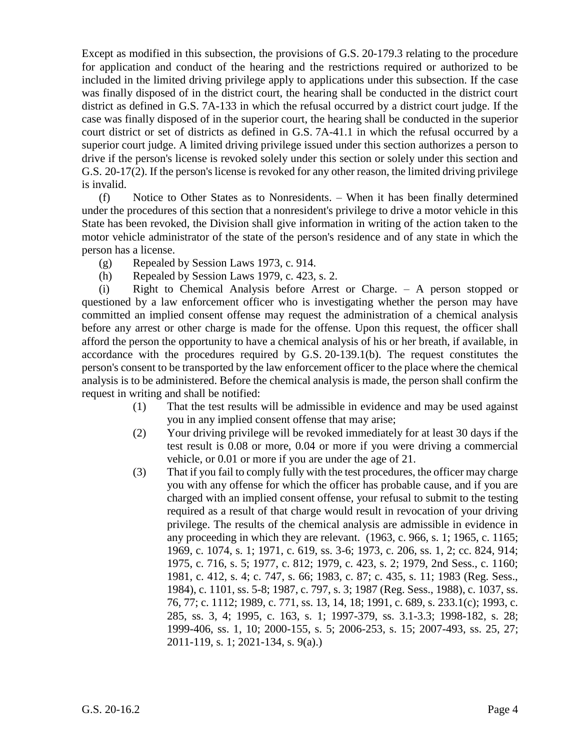Except as modified in this subsection, the provisions of G.S. 20-179.3 relating to the procedure for application and conduct of the hearing and the restrictions required or authorized to be included in the limited driving privilege apply to applications under this subsection. If the case was finally disposed of in the district court, the hearing shall be conducted in the district court district as defined in G.S. 7A-133 in which the refusal occurred by a district court judge. If the case was finally disposed of in the superior court, the hearing shall be conducted in the superior court district or set of districts as defined in G.S. 7A-41.1 in which the refusal occurred by a superior court judge. A limited driving privilege issued under this section authorizes a person to drive if the person's license is revoked solely under this section or solely under this section and G.S. 20-17(2). If the person's license is revoked for any other reason, the limited driving privilege is invalid.

(f) Notice to Other States as to Nonresidents. – When it has been finally determined under the procedures of this section that a nonresident's privilege to drive a motor vehicle in this State has been revoked, the Division shall give information in writing of the action taken to the motor vehicle administrator of the state of the person's residence and of any state in which the person has a license.

(g) Repealed by Session Laws 1973, c. 914.

(h) Repealed by Session Laws 1979, c. 423, s. 2.

(i) Right to Chemical Analysis before Arrest or Charge. – A person stopped or questioned by a law enforcement officer who is investigating whether the person may have committed an implied consent offense may request the administration of a chemical analysis before any arrest or other charge is made for the offense. Upon this request, the officer shall afford the person the opportunity to have a chemical analysis of his or her breath, if available, in accordance with the procedures required by G.S. 20-139.1(b). The request constitutes the person's consent to be transported by the law enforcement officer to the place where the chemical analysis is to be administered. Before the chemical analysis is made, the person shall confirm the request in writing and shall be notified:

(1) That the test results will be admissible in evidence and may be used against you in any implied consent offense that may arise;

(2) Your driving privilege will be revoked immediately for at least 30 days if the test result is 0.08 or more, 0.04 or more if you were driving a commercial vehicle, or 0.01 or more if you are under the age of 21.

(3) That if you fail to comply fully with the test procedures, the officer may charge you with any offense for which the officer has probable cause, and if you are charged with an implied consent offense, your refusal to submit to the testing required as a result of that charge would result in revocation of your driving privilege. The results of the chemical analysis are admissible in evidence in any proceeding in which they are relevant. (1963, c. 966, s. 1; 1965, c. 1165; 1969, c. 1074, s. 1; 1971, c. 619, ss. 3-6; 1973, c. 206, ss. 1, 2; cc. 824, 914; 1975, c. 716, s. 5; 1977, c. 812; 1979, c. 423, s. 2; 1979, 2nd Sess., c. 1160; 1981, c. 412, s. 4; c. 747, s. 66; 1983, c. 87; c. 435, s. 11; 1983 (Reg. Sess., 1984), c. 1101, ss. 5-8; 1987, c. 797, s. 3; 1987 (Reg. Sess., 1988), c. 1037, ss. 76, 77; c. 1112; 1989, c. 771, ss. 13, 14, 18; 1991, c. 689, s. 233.1(c); 1993, c. 285, ss. 3, 4; 1995, c. 163, s. 1; 1997-379, ss. 3.1-3.3; 1998-182, s. 28; 1999-406, ss. 1, 10; 2000-155, s. 5; 2006-253, s. 15; 2007-493, ss. 25, 27; 2011-119, s. 1; 2021-134, s. 9(a).)